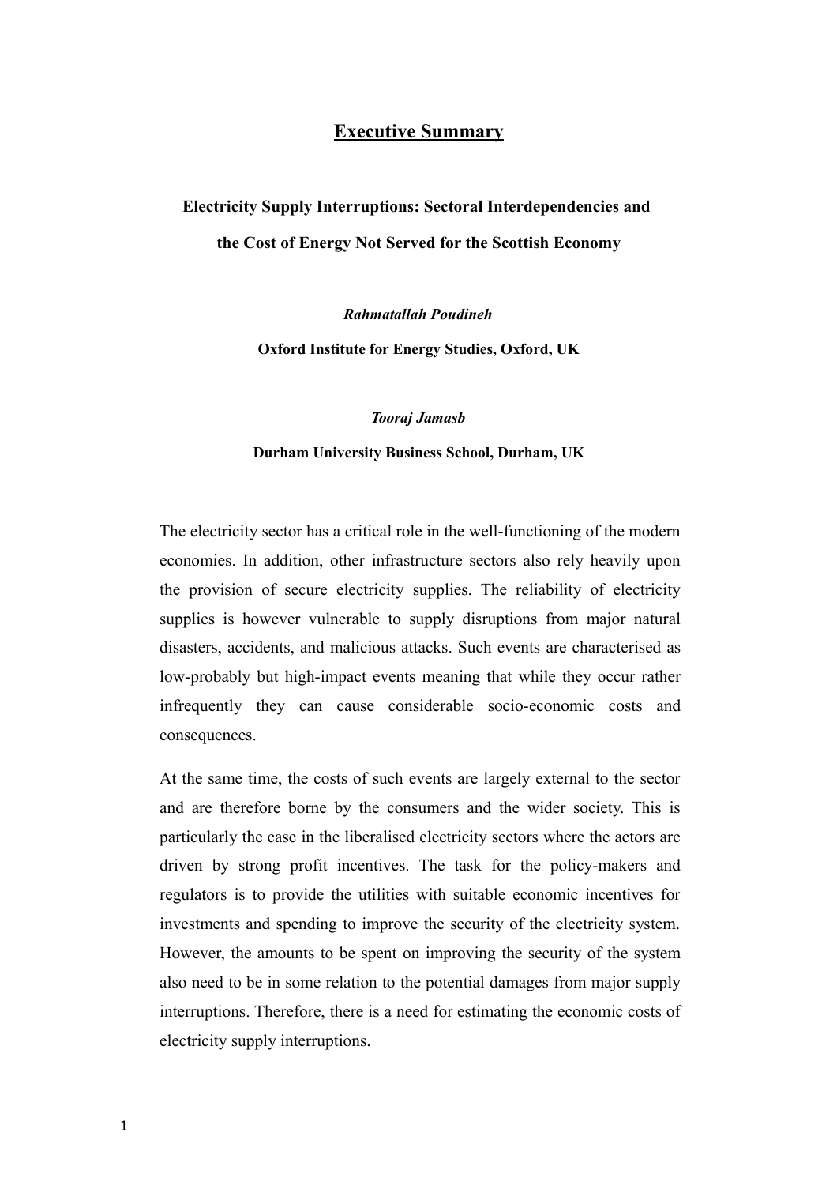# Executive Summary

## Electricity Supply Interruptions: Sectoral Interdependencies and the Cost of Energy Not Served for the Scottish Economy

***Rahmatallah Poudineh***

**Oxford Institute for Energy Studies, Oxford, UK**

***Tooraj Jamasb***

**Durham University Business School, Durham, UK**

The electricity sector has a critical role in the well-functioning of the modern economies. In addition, other infrastructure sectors also rely heavily upon the provision of secure electricity supplies. The reliability of electricity supplies is however vulnerable to supply disruptions from major natural disasters, accidents, and malicious attacks. Such events are characterised as low-probably but high-impact events meaning that while they occur rather infrequently they can cause considerable socio-economic costs and consequences.

At the same time, the costs of such events are largely external to the sector and are therefore borne by the consumers and the wider society. This is particularly the case in the liberalised electricity sectors where the actors are driven by strong profit incentives. The task for the policy-makers and regulators is to provide the utilities with suitable economic incentives for investments and spending to improve the security of the electricity system. However, the amounts to be spent on improving the security of the system also need to be in some relation to the potential damages from major supply interruptions. Therefore, there is a need for estimating the economic costs of electricity supply interruptions.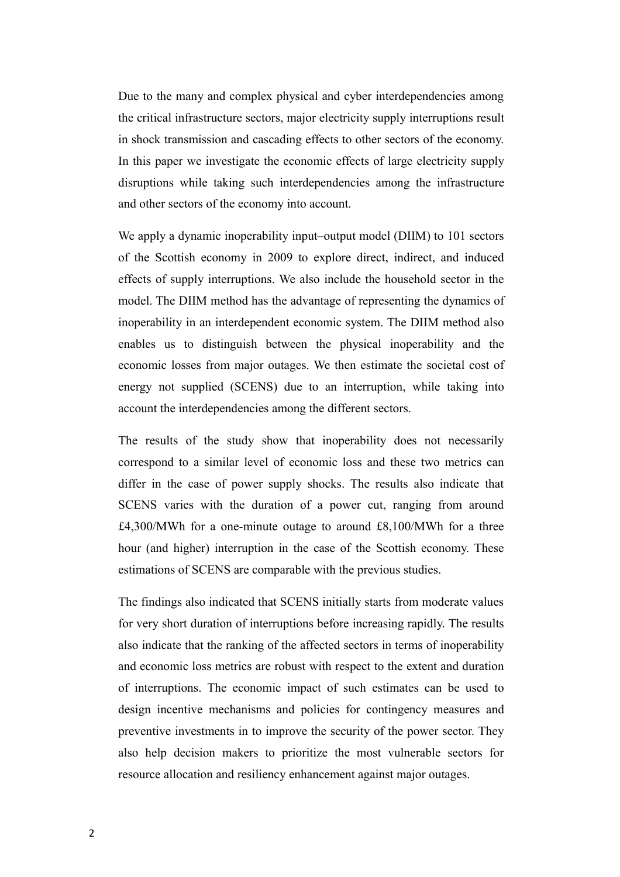Due to the many and complex physical and cyber interdependencies among the critical infrastructure sectors, major electricity supply interruptions result in shock transmission and cascading effects to other sectors of the economy. In this paper we investigate the economic effects of large electricity supply disruptions while taking such interdependencies among the infrastructure and other sectors of the economy into account.

We apply a dynamic inoperability input–output model (DIIM) to 101 sectors of the Scottish economy in 2009 to explore direct, indirect, and induced effects of supply interruptions. We also include the household sector in the model. The DIIM method has the advantage of representing the dynamics of inoperability in an interdependent economic system. The DIIM method also enables us to distinguish between the physical inoperability and the economic losses from major outages. We then estimate the societal cost of energy not supplied (SCENS) due to an interruption, while taking into account the interdependencies among the different sectors.

The results of the study show that inoperability does not necessarily correspond to a similar level of economic loss and these two metrics can differ in the case of power supply shocks. The results also indicate that SCENS varies with the duration of a power cut, ranging from around £4,300/MWh for a one-minute outage to around £8,100/MWh for a three hour (and higher) interruption in the case of the Scottish economy. These estimations of SCENS are comparable with the previous studies.

The findings also indicated that SCENS initially starts from moderate values for very short duration of interruptions before increasing rapidly. The results also indicate that the ranking of the affected sectors in terms of inoperability and economic loss metrics are robust with respect to the extent and duration of interruptions. The economic impact of such estimates can be used to design incentive mechanisms and policies for contingency measures and preventive investments in to improve the security of the power sector. They also help decision makers to prioritize the most vulnerable sectors for resource allocation and resiliency enhancement against major outages.